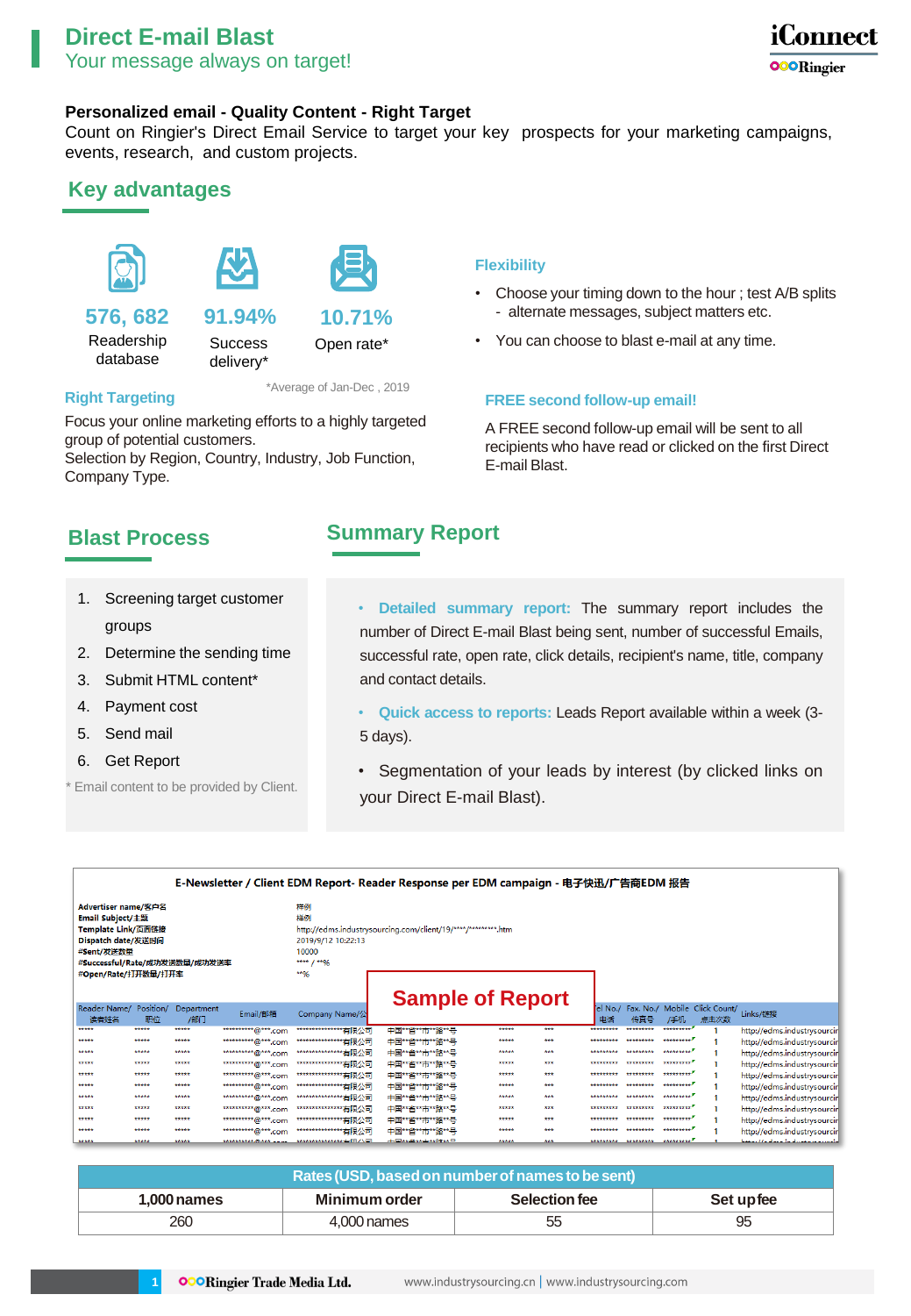# Direct E-mail Blast

Your message always on target!

iConnect
Ringier

**Personalized email - Quality Content - Right Target**

Count on Ringier's Direct Email Service to target your key prospects for your marketing campaigns, events, research, and custom projects.

## Key advantages

**576, 682**
Readership database

**91.94%**
Success delivery*

**10.71%**
Open rate*

*Average of Jan-Dec , 2019

### Right Targeting

Focus your online marketing efforts to a highly targeted group of potential customers.
Selection by Region, Country, Industry, Job Function, Company Type.

### Flexibility

- Choose your timing down to the hour ; test A/B splits - alternate messages, subject matters etc.
- You can choose to blast e-mail at any time.

### FREE second follow-up email!

A FREE second follow-up email will be sent to all recipients who have read or clicked on the first Direct E-mail Blast.

## Blast Process

1. Screening target customer groups
2. Determine the sending time
3. Submit HTML content*
4. Payment cost
5. Send mail
6. Get Report

\* Email content to be provided by Client.

## Summary Report

- **Detailed summary report:** The summary report includes the number of Direct E-mail Blast being sent, number of successful Emails, successful rate, open rate, click details, recipient's name, title, company and contact details.
- **Quick access to reports:** Leads Report available within a week (3-5 days).
- Segmentation of your leads by interest (by clicked links on your Direct E-mail Blast).

**Sample of Report**

E-Newsletter / Client EDM Report- Reader Response per EDM campaign - 电子快讯/广告商EDM 报告

| | |
|---|---|
| Advertiser name/客户名 | 样例 |
| Email Subject/主题 | 样例 |
| Template Link/页面链接 | http://edms.industrysourcing.com/client/19/****/********.htm |
| Dispatch date/发送时间 | 2019/9/12 10:22:13 |
| #Sent/发送数量 | 10000 |
| #Successful/Rate/成功发送数量/成功发送率 | **** / **% |
| #Open/Rate/打开数量/打开率 | **% |

| Rates (USD, based on number of names to be sent) | | | |
|---|---|---|---|
| **1,000 names** | **Minimum order** | **Selection fee** | **Set up fee** |
| 260 | 4,000 names | 55 | 95 |

Ringier Trade Media Ltd. www.industrysourcing.cn | www.industrysourcing.com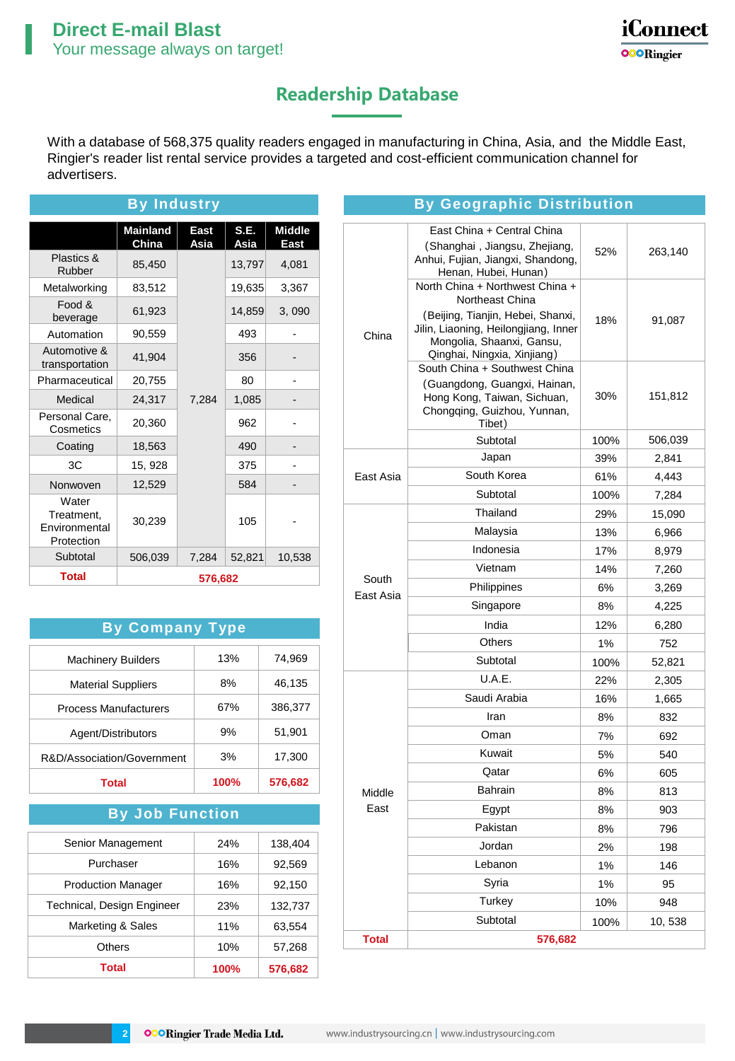# Direct E-mail Blast

Your message always on target!

## Readership Database

With a database of 568,375 quality readers engaged in manufacturing in China, Asia, and the Middle East, Ringier's reader list rental service provides a targeted and cost-efficient communication channel for advertisers.

### By Industry

| | Mainland China | East Asia | S.E. Asia | Middle East |
|---|---|---|---|---|
| Plastics & Rubber | 85,450 | 7,284 | 13,797 | 4,081 |
| Metalworking | 83,512 | | 19,635 | 3,367 |
| Food & beverage | 61,923 | | 14,859 | 3, 090 |
| Automation | 90,559 | | 493 | - |
| Automotive & transportation | 41,904 | | 356 | - |
| Pharmaceutical | 20,755 | | 80 | - |
| Medical | 24,317 | | 1,085 | - |
| Personal Care, Cosmetics | 20,360 | | 962 | - |
| Coating | 18,563 | | 490 | - |
| 3C | 15, 928 | | 375 | - |
| Nonwoven | 12,529 | | 584 | - |
| Water Treatment, Environmental Protection | 30,239 | | 105 | - |
| Subtotal | 506,039 | 7,284 | 52,821 | 10,538 |
| **Total** | **576,682** | | | |

### By Company Type

| | | |
|---|---|---|
| Machinery Builders | 13% | 74,969 |
| Material Suppliers | 8% | 46,135 |
| Process Manufacturers | 67% | 386,377 |
| Agent/Distributors | 9% | 51,901 |
| R&D/Association/Government | 3% | 17,300 |
| **Total** | **100%** | **576,682** |

### By Job Function

| | | |
|---|---|---|
| Senior Management | 24% | 138,404 |
| Purchaser | 16% | 92,569 |
| Production Manager | 16% | 92,150 |
| Technical, Design Engineer | 23% | 132,737 |
| Marketing & Sales | 11% | 63,554 |
| Others | 10% | 57,268 |
| **Total** | **100%** | **576,682** |

### By Geographic Distribution

| | | | |
|---|---|---|---|
| China | East China + Central China (Shanghai , Jiangsu, Zhejiang, Anhui, Fujian, Jiangxi, Shandong, Henan, Hubei, Hunan) | 52% | 263,140 |
| | North China + Northwest China + Northeast China (Beijing, Tianjin, Hebei, Shanxi, Jilin, Liaoning, Heilongjiang, Inner Mongolia, Shaanxi, Gansu, Qinghai, Ningxia, Xinjiang) | 18% | 91,087 |
| | South China + Southwest China (Guangdong, Guangxi, Hainan, Hong Kong, Taiwan, Sichuan, Chongqing, Guizhou, Yunnan, Tibet) | 30% | 151,812 |
| | Subtotal | 100% | 506,039 |
| East Asia | Japan | 39% | 2,841 |
| | South Korea | 61% | 4,443 |
| | Subtotal | 100% | 7,284 |
| South East Asia | Thailand | 29% | 15,090 |
| | Malaysia | 13% | 6,966 |
| | Indonesia | 17% | 8,979 |
| | Vietnam | 14% | 7,260 |
| | Philippines | 6% | 3,269 |
| | Singapore | 8% | 4,225 |
| | India | 12% | 6,280 |
| | Others | 1% | 752 |
| | Subtotal | 100% | 52,821 |
| Middle East | U.A.E. | 22% | 2,305 |
| | Saudi Arabia | 16% | 1,665 |
| | Iran | 8% | 832 |
| | Oman | 7% | 692 |
| | Kuwait | 5% | 540 |
| | Qatar | 6% | 605 |
| | Bahrain | 8% | 813 |
| | Egypt | 8% | 903 |
| | Pakistan | 8% | 796 |
| | Jordan | 2% | 198 |
| | Lebanon | 1% | 146 |
| | Syria | 1% | 95 |
| | Turkey | 10% | 948 |
| | Subtotal | 100% | 10, 538 |
| **Total** | **576,682** | | |

Ringier Trade Media Ltd. www.industrysourcing.cn | www.industrysourcing.com